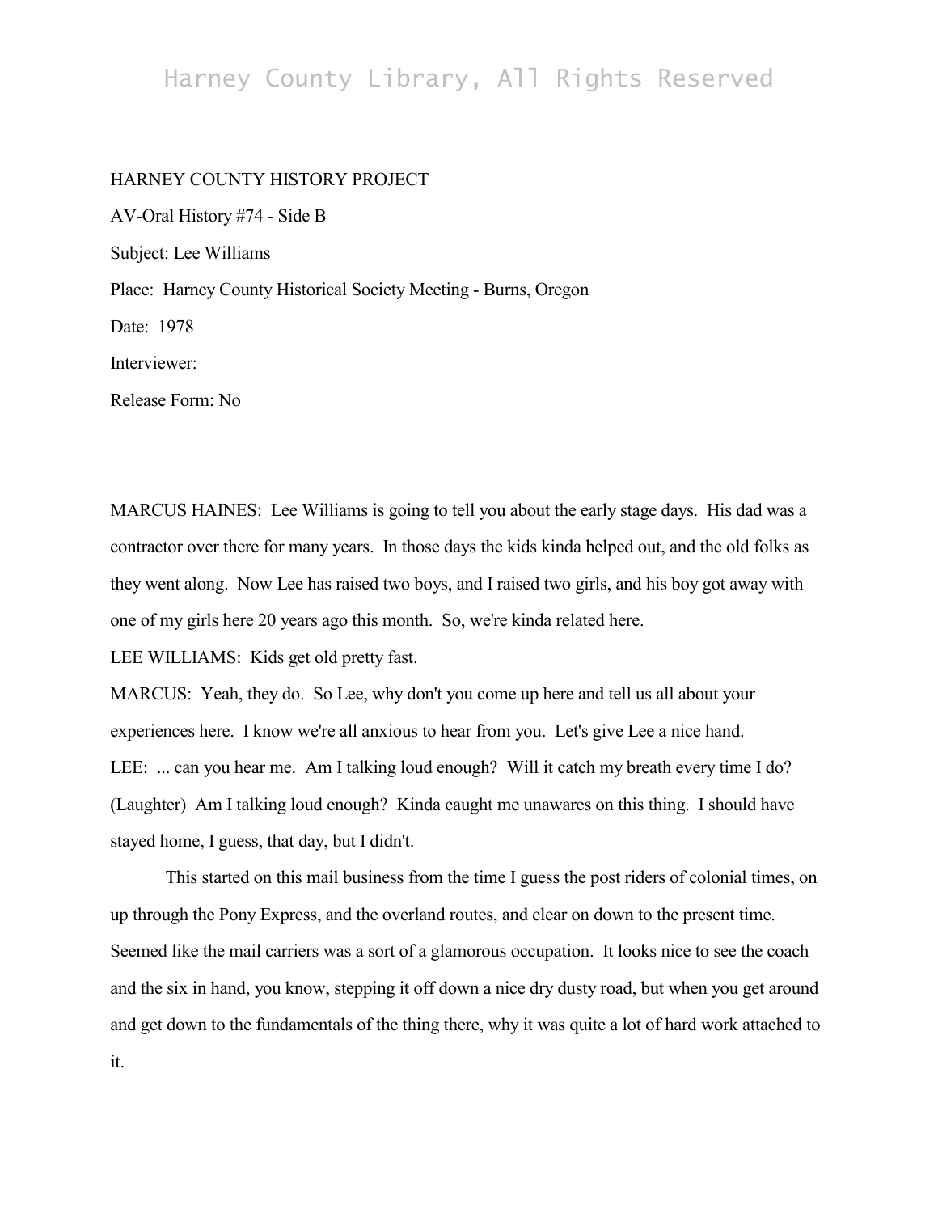HARNEY COUNTY HISTORY PROJECT

AV-Oral History #74 - Side B

Subject: Lee Williams

Place: Harney County Historical Society Meeting - Burns, Oregon

Date: 1978

Interviewer:

Release Form: No

MARCUS HAINES: Lee Williams is going to tell you about the early stage days. His dad was a contractor over there for many years. In those days the kids kinda helped out, and the old folks as they went along. Now Lee has raised two boys, and I raised two girls, and his boy got away with one of my girls here 20 years ago this month. So, we're kinda related here.

LEE WILLIAMS: Kids get old pretty fast.

MARCUS: Yeah, they do. So Lee, why don't you come up here and tell us all about your experiences here. I know we're all anxious to hear from you. Let's give Lee a nice hand.

LEE: ... can you hear me. Am I talking loud enough? Will it catch my breath every time I do? (Laughter) Am I talking loud enough? Kinda caught me unawares on this thing. I should have stayed home, I guess, that day, but I didn't.

This started on this mail business from the time I guess the post riders of colonial times, on up through the Pony Express, and the overland routes, and clear on down to the present time. Seemed like the mail carriers was a sort of a glamorous occupation. It looks nice to see the coach and the six in hand, you know, stepping it off down a nice dry dusty road, but when you get around and get down to the fundamentals of the thing there, why it was quite a lot of hard work attached to it.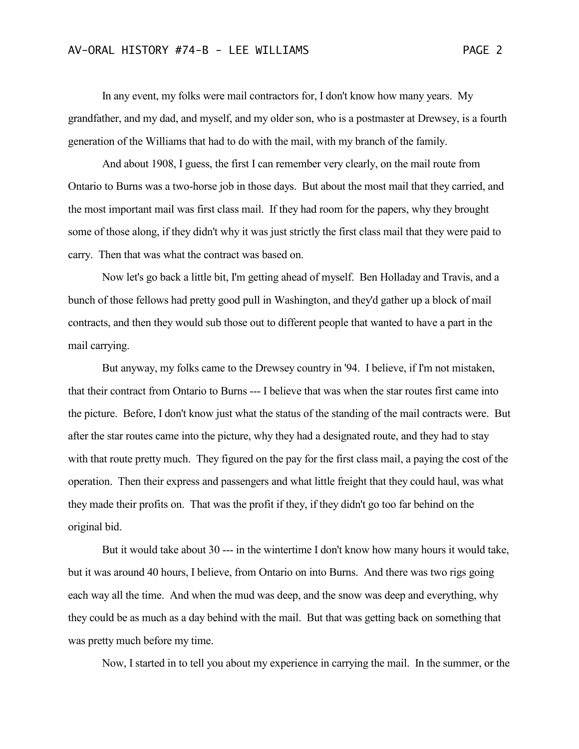In any event, my folks were mail contractors for, I don't know how many years. My grandfather, and my dad, and myself, and my older son, who is a postmaster at Drewsey, is a fourth generation of the Williams that had to do with the mail, with my branch of the family.

And about 1908, I guess, the first I can remember very clearly, on the mail route from Ontario to Burns was a two-horse job in those days. But about the most mail that they carried, and the most important mail was first class mail. If they had room for the papers, why they brought some of those along, if they didn't why it was just strictly the first class mail that they were paid to carry. Then that was what the contract was based on.

Now let's go back a little bit, I'm getting ahead of myself. Ben Holladay and Travis, and a bunch of those fellows had pretty good pull in Washington, and they'd gather up a block of mail contracts, and then they would sub those out to different people that wanted to have a part in the mail carrying.

But anyway, my folks came to the Drewsey country in '94. I believe, if I'm not mistaken, that their contract from Ontario to Burns --- I believe that was when the star routes first came into the picture. Before, I don't know just what the status of the standing of the mail contracts were. But after the star routes came into the picture, why they had a designated route, and they had to stay with that route pretty much. They figured on the pay for the first class mail, a paying the cost of the operation. Then their express and passengers and what little freight that they could haul, was what they made their profits on. That was the profit if they, if they didn't go too far behind on the original bid.

But it would take about 30 --- in the wintertime I don't know how many hours it would take, but it was around 40 hours, I believe, from Ontario on into Burns. And there was two rigs going each way all the time. And when the mud was deep, and the snow was deep and everything, why they could be as much as a day behind with the mail. But that was getting back on something that was pretty much before my time.

Now, I started in to tell you about my experience in carrying the mail. In the summer, or the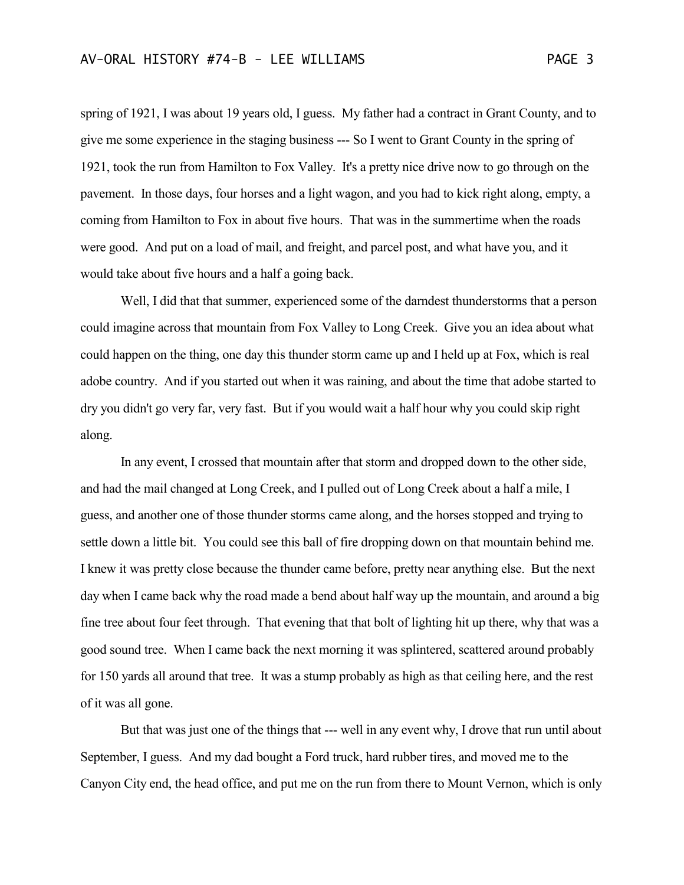spring of 1921, I was about 19 years old, I guess. My father had a contract in Grant County, and to give me some experience in the staging business --- So I went to Grant County in the spring of 1921, took the run from Hamilton to Fox Valley. It's a pretty nice drive now to go through on the pavement. In those days, four horses and a light wagon, and you had to kick right along, empty, a coming from Hamilton to Fox in about five hours. That was in the summertime when the roads were good. And put on a load of mail, and freight, and parcel post, and what have you, and it would take about five hours and a half a going back.

Well, I did that that summer, experienced some of the darndest thunderstorms that a person could imagine across that mountain from Fox Valley to Long Creek. Give you an idea about what could happen on the thing, one day this thunder storm came up and I held up at Fox, which is real adobe country. And if you started out when it was raining, and about the time that adobe started to dry you didn't go very far, very fast. But if you would wait a half hour why you could skip right along.

In any event, I crossed that mountain after that storm and dropped down to the other side, and had the mail changed at Long Creek, and I pulled out of Long Creek about a half a mile, I guess, and another one of those thunder storms came along, and the horses stopped and trying to settle down a little bit. You could see this ball of fire dropping down on that mountain behind me. I knew it was pretty close because the thunder came before, pretty near anything else. But the next day when I came back why the road made a bend about half way up the mountain, and around a big fine tree about four feet through. That evening that that bolt of lighting hit up there, why that was a good sound tree. When I came back the next morning it was splintered, scattered around probably for 150 yards all around that tree. It was a stump probably as high as that ceiling here, and the rest of it was all gone.

But that was just one of the things that --- well in any event why, I drove that run until about September, I guess. And my dad bought a Ford truck, hard rubber tires, and moved me to the Canyon City end, the head office, and put me on the run from there to Mount Vernon, which is only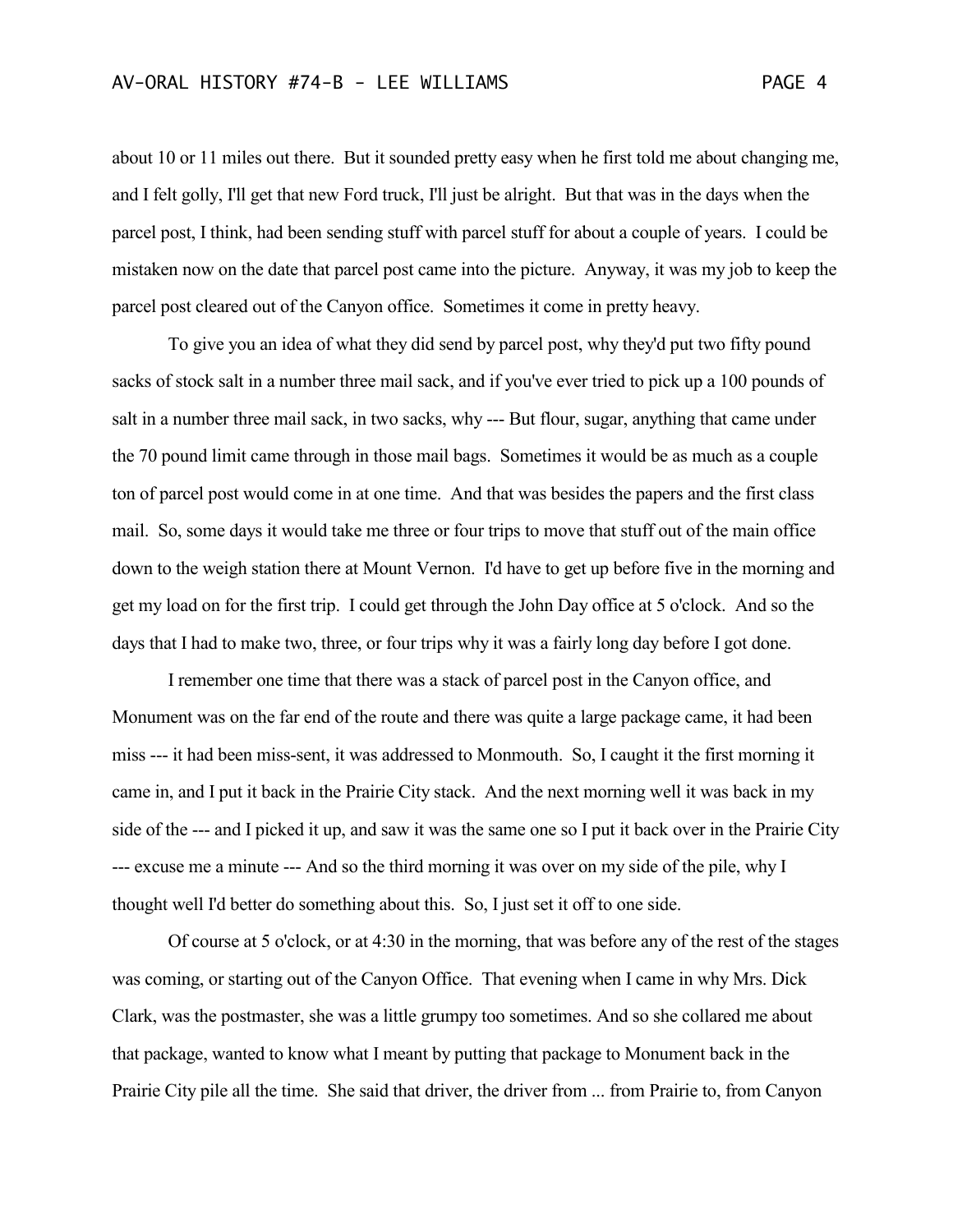about 10 or 11 miles out there. But it sounded pretty easy when he first told me about changing me, and I felt golly, I'll get that new Ford truck, I'll just be alright. But that was in the days when the parcel post, I think, had been sending stuff with parcel stuff for about a couple of years. I could be mistaken now on the date that parcel post came into the picture. Anyway, it was my job to keep the parcel post cleared out of the Canyon office. Sometimes it come in pretty heavy.

To give you an idea of what they did send by parcel post, why they'd put two fifty pound sacks of stock salt in a number three mail sack, and if you've ever tried to pick up a 100 pounds of salt in a number three mail sack, in two sacks, why --- But flour, sugar, anything that came under the 70 pound limit came through in those mail bags. Sometimes it would be as much as a couple ton of parcel post would come in at one time. And that was besides the papers and the first class mail. So, some days it would take me three or four trips to move that stuff out of the main office down to the weigh station there at Mount Vernon. I'd have to get up before five in the morning and get my load on for the first trip. I could get through the John Day office at 5 o'clock. And so the days that I had to make two, three, or four trips why it was a fairly long day before I got done.

I remember one time that there was a stack of parcel post in the Canyon office, and Monument was on the far end of the route and there was quite a large package came, it had been miss --- it had been miss-sent, it was addressed to Monmouth. So, I caught it the first morning it came in, and I put it back in the Prairie City stack. And the next morning well it was back in my side of the --- and I picked it up, and saw it was the same one so I put it back over in the Prairie City --- excuse me a minute --- And so the third morning it was over on my side of the pile, why I thought well I'd better do something about this. So, I just set it off to one side.

Of course at 5 o'clock, or at 4:30 in the morning, that was before any of the rest of the stages was coming, or starting out of the Canyon Office. That evening when I came in why Mrs. Dick Clark, was the postmaster, she was a little grumpy too sometimes. And so she collared me about that package, wanted to know what I meant by putting that package to Monument back in the Prairie City pile all the time. She said that driver, the driver from ... from Prairie to, from Canyon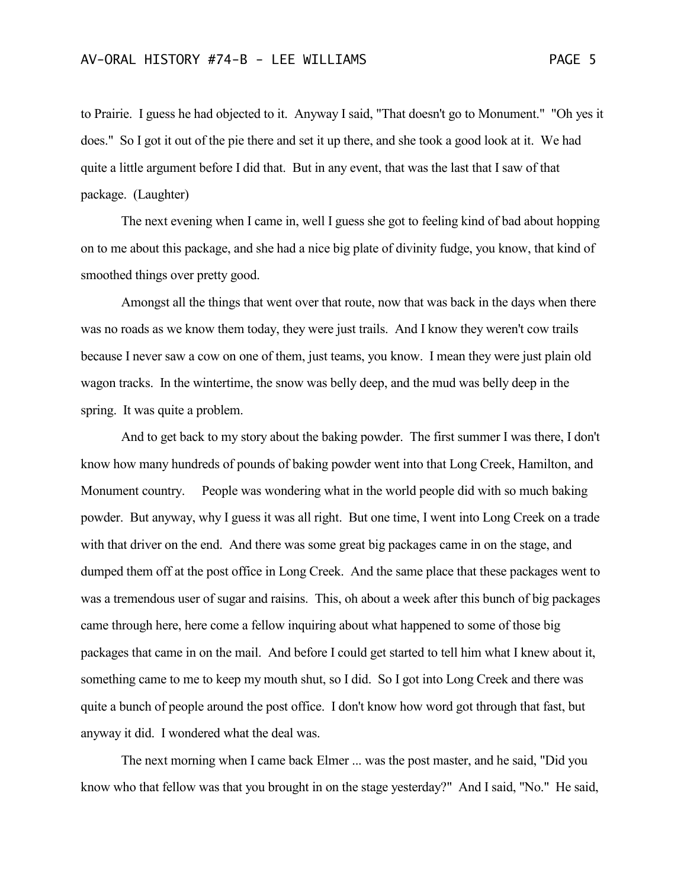to Prairie. I guess he had objected to it. Anyway I said, "That doesn't go to Monument." "Oh yes it does." So I got it out of the pie there and set it up there, and she took a good look at it. We had quite a little argument before I did that. But in any event, that was the last that I saw of that package. (Laughter)

The next evening when I came in, well I guess she got to feeling kind of bad about hopping on to me about this package, and she had a nice big plate of divinity fudge, you know, that kind of smoothed things over pretty good.

Amongst all the things that went over that route, now that was back in the days when there was no roads as we know them today, they were just trails. And I know they weren't cow trails because I never saw a cow on one of them, just teams, you know. I mean they were just plain old wagon tracks. In the wintertime, the snow was belly deep, and the mud was belly deep in the spring. It was quite a problem.

And to get back to my story about the baking powder. The first summer I was there, I don't know how many hundreds of pounds of baking powder went into that Long Creek, Hamilton, and Monument country. People was wondering what in the world people did with so much baking powder. But anyway, why I guess it was all right. But one time, I went into Long Creek on a trade with that driver on the end. And there was some great big packages came in on the stage, and dumped them off at the post office in Long Creek. And the same place that these packages went to was a tremendous user of sugar and raisins. This, oh about a week after this bunch of big packages came through here, here come a fellow inquiring about what happened to some of those big packages that came in on the mail. And before I could get started to tell him what I knew about it, something came to me to keep my mouth shut, so I did. So I got into Long Creek and there was quite a bunch of people around the post office. I don't know how word got through that fast, but anyway it did. I wondered what the deal was.

The next morning when I came back Elmer ... was the post master, and he said, "Did you know who that fellow was that you brought in on the stage yesterday?" And I said, "No." He said,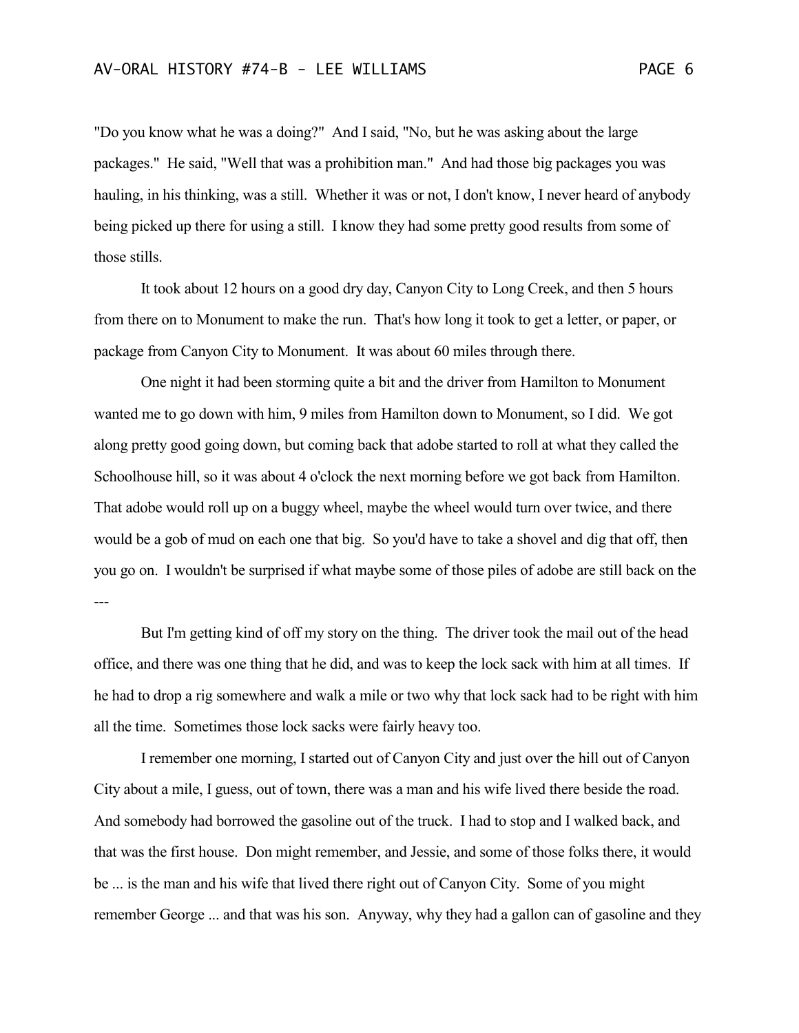"Do you know what he was a doing?" And I said, "No, but he was asking about the large packages." He said, "Well that was a prohibition man." And had those big packages you was hauling, in his thinking, was a still. Whether it was or not, I don't know, I never heard of anybody being picked up there for using a still. I know they had some pretty good results from some of those stills.

It took about 12 hours on a good dry day, Canyon City to Long Creek, and then 5 hours from there on to Monument to make the run. That's how long it took to get a letter, or paper, or package from Canyon City to Monument. It was about 60 miles through there.

One night it had been storming quite a bit and the driver from Hamilton to Monument wanted me to go down with him, 9 miles from Hamilton down to Monument, so I did. We got along pretty good going down, but coming back that adobe started to roll at what they called the Schoolhouse hill, so it was about 4 o'clock the next morning before we got back from Hamilton. That adobe would roll up on a buggy wheel, maybe the wheel would turn over twice, and there would be a gob of mud on each one that big. So you'd have to take a shovel and dig that off, then you go on. I wouldn't be surprised if what maybe some of those piles of adobe are still back on the ---

But I'm getting kind of off my story on the thing. The driver took the mail out of the head office, and there was one thing that he did, and was to keep the lock sack with him at all times. If he had to drop a rig somewhere and walk a mile or two why that lock sack had to be right with him all the time. Sometimes those lock sacks were fairly heavy too.

I remember one morning, I started out of Canyon City and just over the hill out of Canyon City about a mile, I guess, out of town, there was a man and his wife lived there beside the road. And somebody had borrowed the gasoline out of the truck. I had to stop and I walked back, and that was the first house. Don might remember, and Jessie, and some of those folks there, it would be ... is the man and his wife that lived there right out of Canyon City. Some of you might remember George ... and that was his son. Anyway, why they had a gallon can of gasoline and they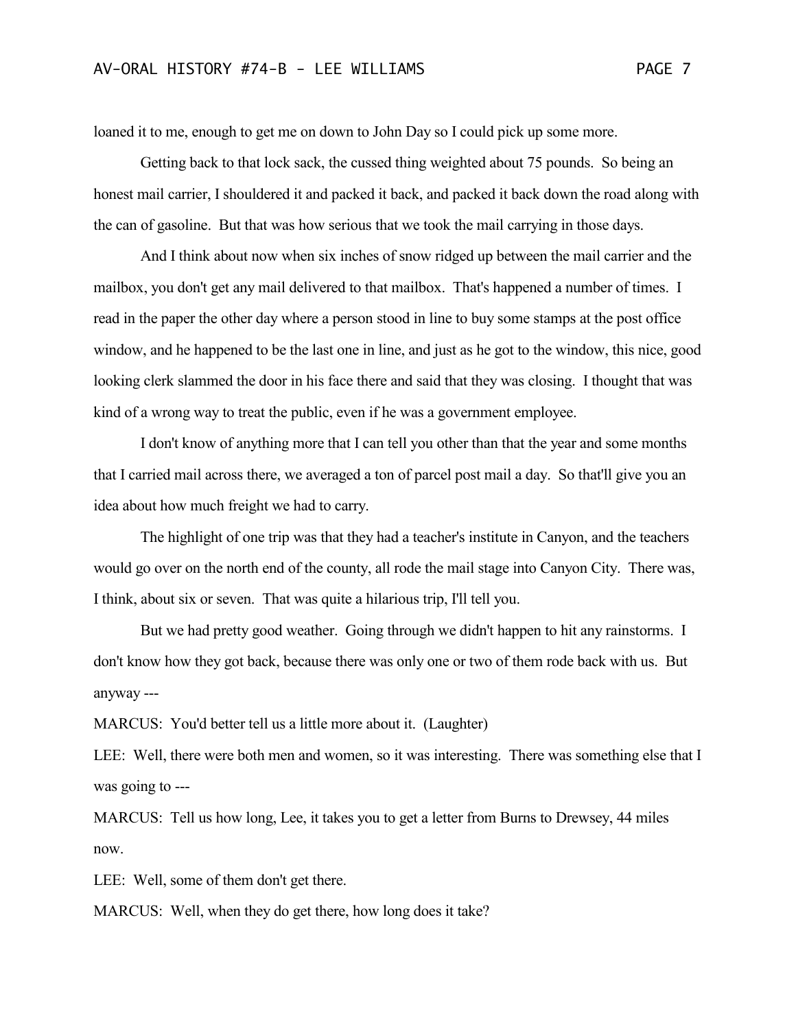loaned it to me, enough to get me on down to John Day so I could pick up some more.

Getting back to that lock sack, the cussed thing weighted about 75 pounds. So being an honest mail carrier, I shouldered it and packed it back, and packed it back down the road along with the can of gasoline. But that was how serious that we took the mail carrying in those days.

And I think about now when six inches of snow ridged up between the mail carrier and the mailbox, you don't get any mail delivered to that mailbox. That's happened a number of times. I read in the paper the other day where a person stood in line to buy some stamps at the post office window, and he happened to be the last one in line, and just as he got to the window, this nice, good looking clerk slammed the door in his face there and said that they was closing. I thought that was kind of a wrong way to treat the public, even if he was a government employee.

I don't know of anything more that I can tell you other than that the year and some months that I carried mail across there, we averaged a ton of parcel post mail a day. So that'll give you an idea about how much freight we had to carry.

The highlight of one trip was that they had a teacher's institute in Canyon, and the teachers would go over on the north end of the county, all rode the mail stage into Canyon City. There was, I think, about six or seven. That was quite a hilarious trip, I'll tell you.

But we had pretty good weather. Going through we didn't happen to hit any rainstorms. I don't know how they got back, because there was only one or two of them rode back with us. But anyway ---

MARCUS: You'd better tell us a little more about it. (Laughter)

LEE: Well, there were both men and women, so it was interesting. There was something else that I was going to ---

MARCUS: Tell us how long, Lee, it takes you to get a letter from Burns to Drewsey, 44 miles now.

LEE: Well, some of them don't get there.

MARCUS: Well, when they do get there, how long does it take?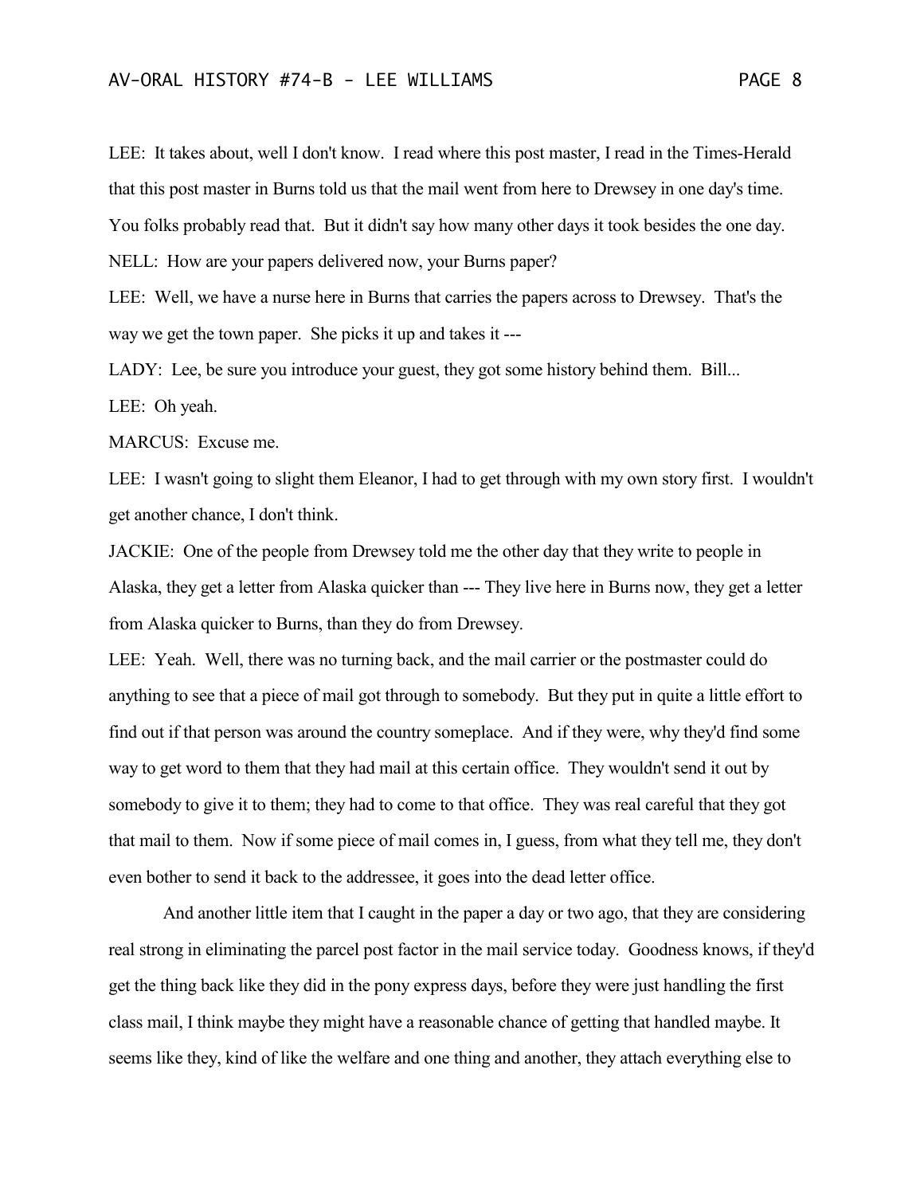LEE: It takes about, well I don't know. I read where this post master, I read in the Times-Herald that this post master in Burns told us that the mail went from here to Drewsey in one day's time. You folks probably read that. But it didn't say how many other days it took besides the one day.

NELL: How are your papers delivered now, your Burns paper?

LEE: Well, we have a nurse here in Burns that carries the papers across to Drewsey. That's the way we get the town paper. She picks it up and takes it ---

LADY: Lee, be sure you introduce your guest, they got some history behind them. Bill...

LEE: Oh yeah.

MARCUS: Excuse me.

LEE: I wasn't going to slight them Eleanor, I had to get through with my own story first. I wouldn't get another chance, I don't think.

JACKIE: One of the people from Drewsey told me the other day that they write to people in Alaska, they get a letter from Alaska quicker than --- They live here in Burns now, they get a letter from Alaska quicker to Burns, than they do from Drewsey.

LEE: Yeah. Well, there was no turning back, and the mail carrier or the postmaster could do anything to see that a piece of mail got through to somebody. But they put in quite a little effort to find out if that person was around the country someplace. And if they were, why they'd find some way to get word to them that they had mail at this certain office. They wouldn't send it out by somebody to give it to them; they had to come to that office. They was real careful that they got that mail to them. Now if some piece of mail comes in, I guess, from what they tell me, they don't even bother to send it back to the addressee, it goes into the dead letter office.

And another little item that I caught in the paper a day or two ago, that they are considering real strong in eliminating the parcel post factor in the mail service today. Goodness knows, if they'd get the thing back like they did in the pony express days, before they were just handling the first class mail, I think maybe they might have a reasonable chance of getting that handled maybe. It seems like they, kind of like the welfare and one thing and another, they attach everything else to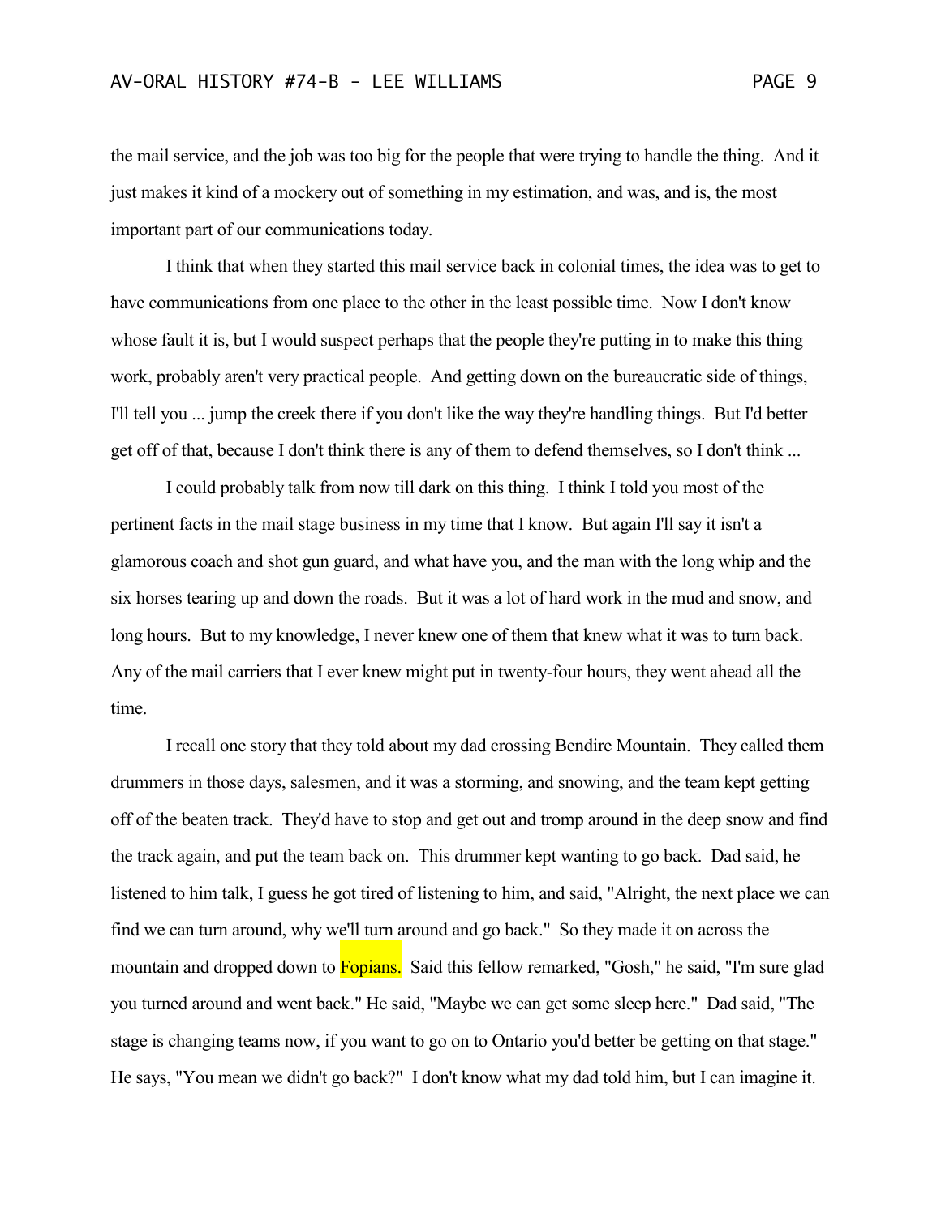the mail service, and the job was too big for the people that were trying to handle the thing. And it just makes it kind of a mockery out of something in my estimation, and was, and is, the most important part of our communications today.

I think that when they started this mail service back in colonial times, the idea was to get to have communications from one place to the other in the least possible time. Now I don't know whose fault it is, but I would suspect perhaps that the people they're putting in to make this thing work, probably aren't very practical people. And getting down on the bureaucratic side of things, I'll tell you ... jump the creek there if you don't like the way they're handling things. But I'd better get off of that, because I don't think there is any of them to defend themselves, so I don't think ...

I could probably talk from now till dark on this thing. I think I told you most of the pertinent facts in the mail stage business in my time that I know. But again I'll say it isn't a glamorous coach and shot gun guard, and what have you, and the man with the long whip and the six horses tearing up and down the roads. But it was a lot of hard work in the mud and snow, and long hours. But to my knowledge, I never knew one of them that knew what it was to turn back. Any of the mail carriers that I ever knew might put in twenty-four hours, they went ahead all the time.

I recall one story that they told about my dad crossing Bendire Mountain. They called them drummers in those days, salesmen, and it was a storming, and snowing, and the team kept getting off of the beaten track. They'd have to stop and get out and tromp around in the deep snow and find the track again, and put the team back on. This drummer kept wanting to go back. Dad said, he listened to him talk, I guess he got tired of listening to him, and said, "Alright, the next place we can find we can turn around, why we'll turn around and go back." So they made it on across the mountain and dropped down to Fopians. Said this fellow remarked, "Gosh," he said, "I'm sure glad you turned around and went back." He said, "Maybe we can get some sleep here." Dad said, "The stage is changing teams now, if you want to go on to Ontario you'd better be getting on that stage." He says, "You mean we didn't go back?" I don't know what my dad told him, but I can imagine it.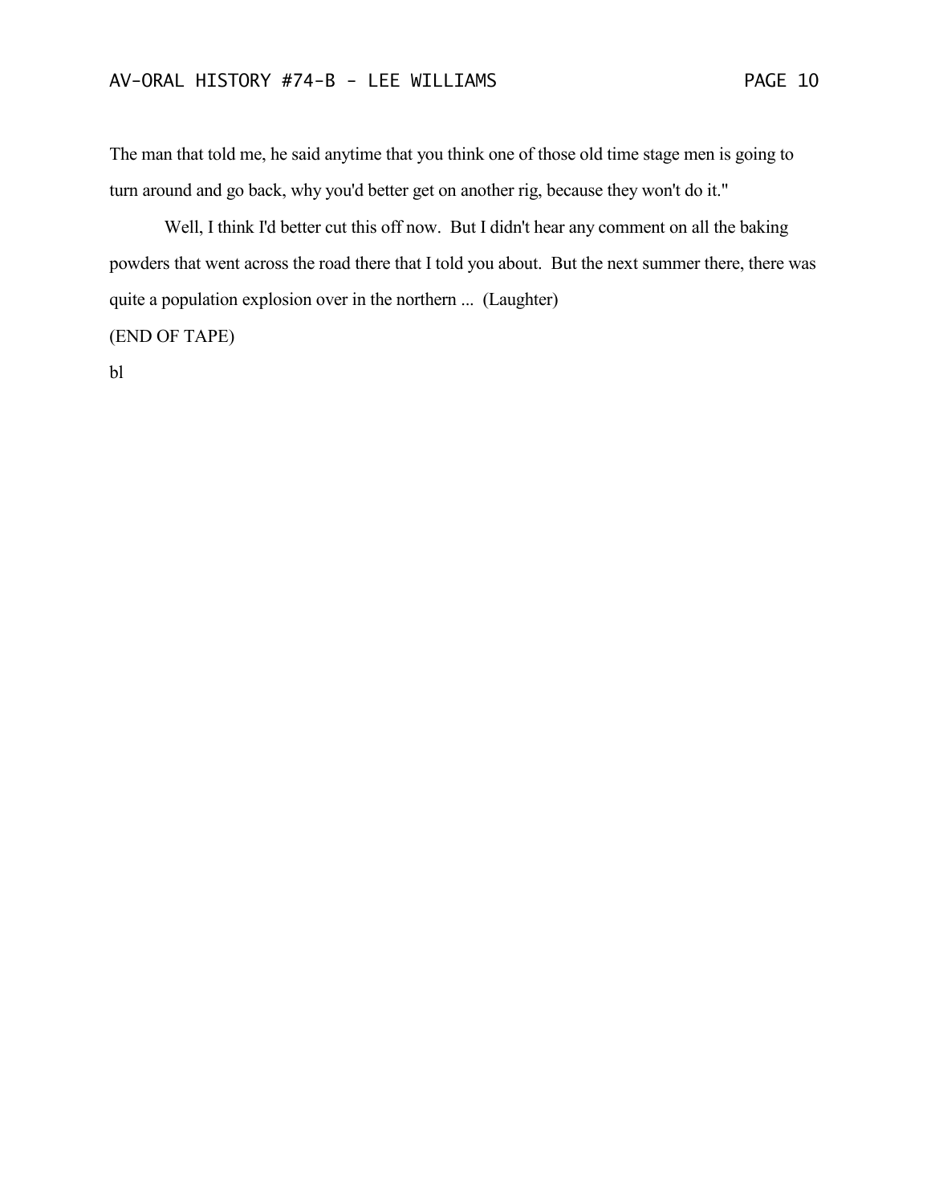The man that told me, he said anytime that you think one of those old time stage men is going to turn around and go back, why you'd better get on another rig, because they won't do it."

Well, I think I'd better cut this off now. But I didn't hear any comment on all the baking powders that went across the road there that I told you about. But the next summer there, there was quite a population explosion over in the northern ... (Laughter)

(END OF TAPE)

bl